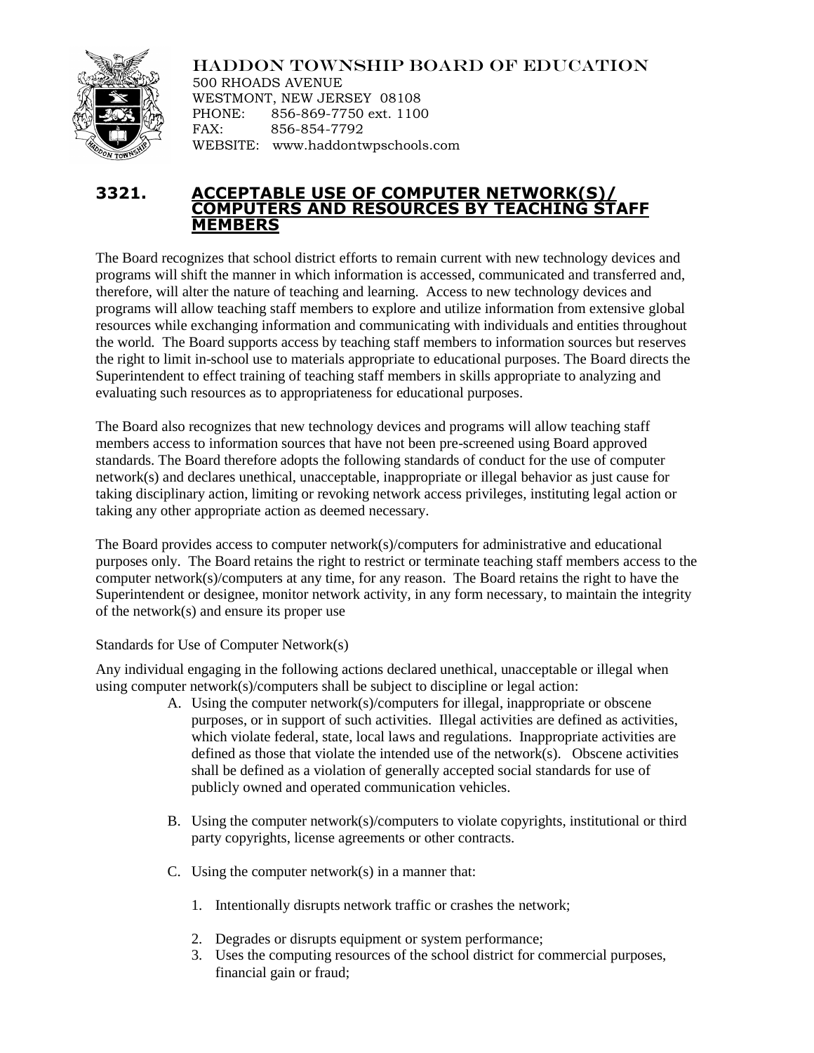HADDON TOWNSHIP BOARD OF EDUCATION
500 RHOADS AVENUE
WESTMONT, NEW JERSEY 08108
PHONE: 856-869-7750 ext. 1100
FAX: 856-854-7792
WEBSITE: www.haddontwpschools.com

# 3321. ACCEPTABLE USE OF COMPUTER NETWORK(S)/ COMPUTERS AND RESOURCES BY TEACHING STAFF MEMBERS

The Board recognizes that school district efforts to remain current with new technology devices and programs will shift the manner in which information is accessed, communicated and transferred and, therefore, will alter the nature of teaching and learning. Access to new technology devices and programs will allow teaching staff members to explore and utilize information from extensive global resources while exchanging information and communicating with individuals and entities throughout the world. The Board supports access by teaching staff members to information sources but reserves the right to limit in-school use to materials appropriate to educational purposes. The Board directs the Superintendent to effect training of teaching staff members in skills appropriate to analyzing and evaluating such resources as to appropriateness for educational purposes.

The Board also recognizes that new technology devices and programs will allow teaching staff members access to information sources that have not been pre-screened using Board approved standards. The Board therefore adopts the following standards of conduct for the use of computer network(s) and declares unethical, unacceptable, inappropriate or illegal behavior as just cause for taking disciplinary action, limiting or revoking network access privileges, instituting legal action or taking any other appropriate action as deemed necessary.

The Board provides access to computer network(s)/computers for administrative and educational purposes only. The Board retains the right to restrict or terminate teaching staff members access to the computer network(s)/computers at any time, for any reason. The Board retains the right to have the Superintendent or designee, monitor network activity, in any form necessary, to maintain the integrity of the network(s) and ensure its proper use

Standards for Use of Computer Network(s)

Any individual engaging in the following actions declared unethical, unacceptable or illegal when using computer network(s)/computers shall be subject to discipline or legal action:

A. Using the computer network(s)/computers for illegal, inappropriate or obscene purposes, or in support of such activities. Illegal activities are defined as activities, which violate federal, state, local laws and regulations. Inappropriate activities are defined as those that violate the intended use of the network(s). Obscene activities shall be defined as a violation of generally accepted social standards for use of publicly owned and operated communication vehicles.

B. Using the computer network(s)/computers to violate copyrights, institutional or third party copyrights, license agreements or other contracts.

C. Using the computer network(s) in a manner that:

1. Intentionally disrupts network traffic or crashes the network;
2. Degrades or disrupts equipment or system performance;
3. Uses the computing resources of the school district for commercial purposes, financial gain or fraud;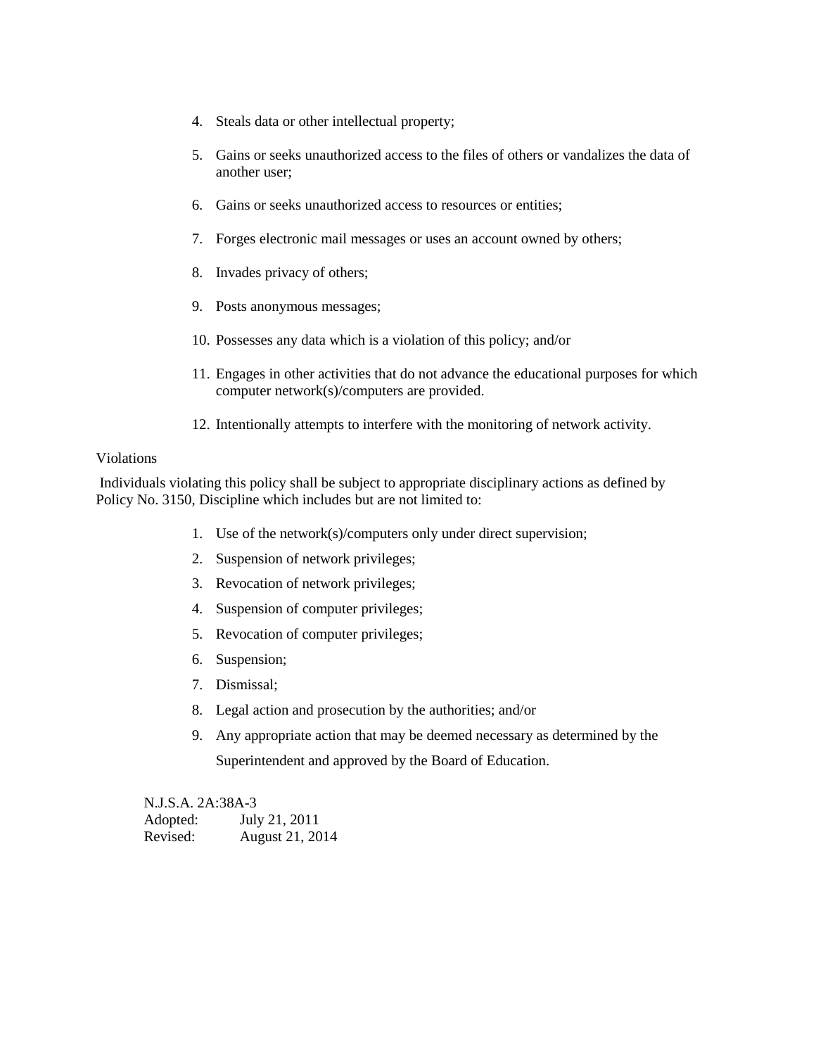4. Steals data or other intellectual property;
5. Gains or seeks unauthorized access to the files of others or vandalizes the data of another user;
6. Gains or seeks unauthorized access to resources or entities;
7. Forges electronic mail messages or uses an account owned by others;
8. Invades privacy of others;
9. Posts anonymous messages;
10. Possesses any data which is a violation of this policy; and/or
11. Engages in other activities that do not advance the educational purposes for which computer network(s)/computers are provided.
12. Intentionally attempts to interfere with the monitoring of network activity.

Violations

Individuals violating this policy shall be subject to appropriate disciplinary actions as defined by Policy No. 3150, Discipline which includes but are not limited to:

1. Use of the network(s)/computers only under direct supervision;
2. Suspension of network privileges;
3. Revocation of network privileges;
4. Suspension of computer privileges;
5. Revocation of computer privileges;
6. Suspension;
7. Dismissal;
8. Legal action and prosecution by the authorities; and/or
9. Any appropriate action that may be deemed necessary as determined by the Superintendent and approved by the Board of Education.

N.J.S.A. 2A:38A-3
Adopted: July 21, 2011
Revised: August 21, 2014